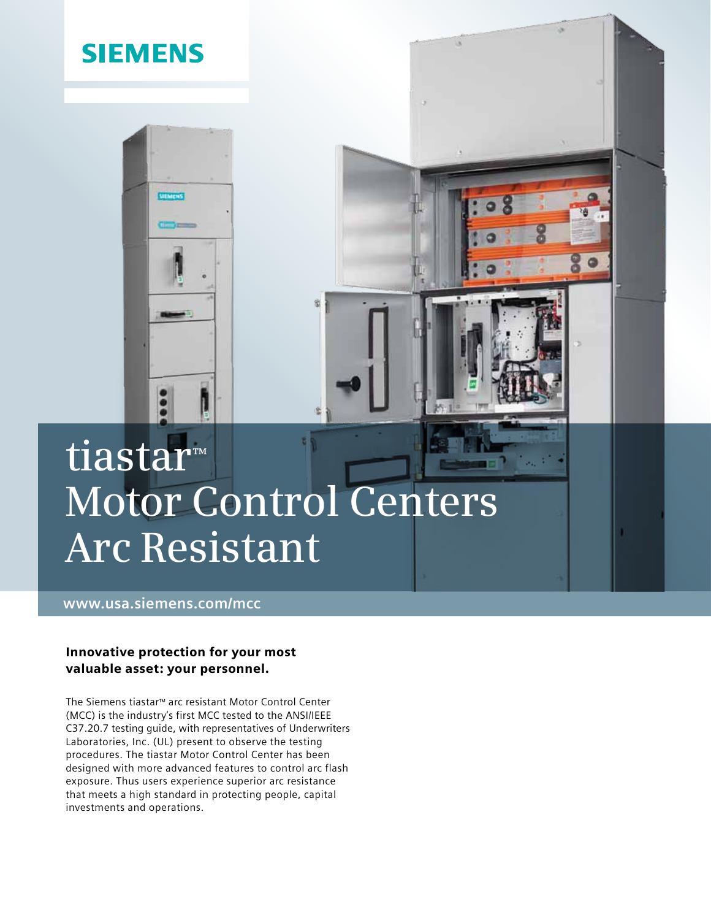SIEMENS

# tiastar™ Motor Control Centers Arc Resistant

www.usa.siemens.com/mcc

### Innovative protection for your most valuable asset: your personnel.

The Siemens tiastar™ arc resistant Motor Control Center (MCC) is the industry's first MCC tested to the ANSI/IEEE C37.20.7 testing guide, with representatives of Underwriters Laboratories, Inc. (UL) present to observe the testing procedures. The tiastar Motor Control Center has been designed with more advanced features to control arc flash exposure. Thus users experience superior arc resistance that meets a high standard in protecting people, capital investments and operations.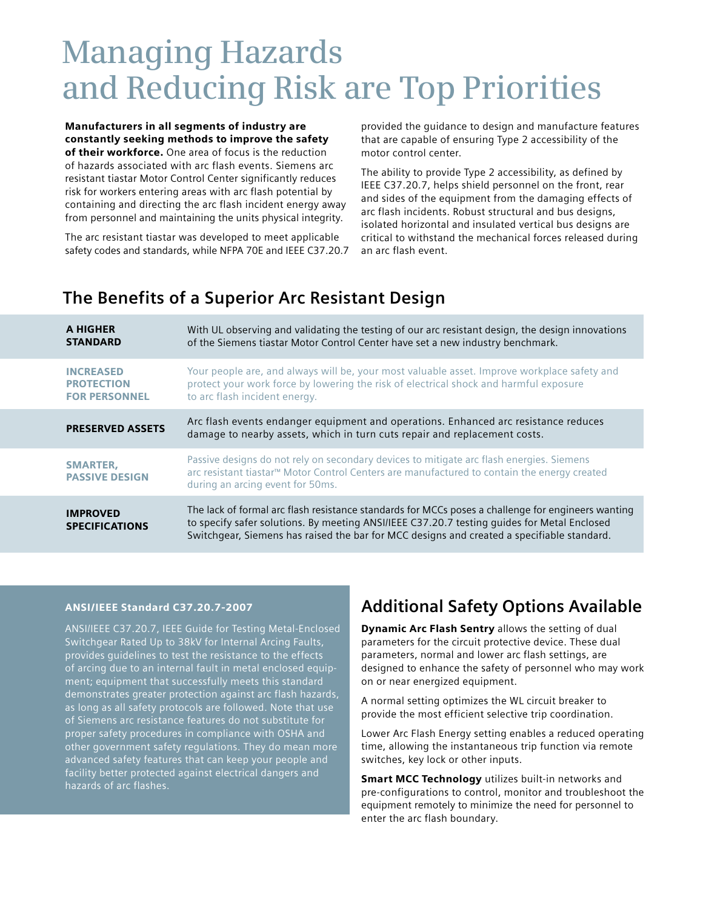# Managing Hazards and Reducing Risk are Top Priorities

**Manufacturers in all segments of industry are constantly seeking methods to improve the safety of their workforce.** One area of focus is the reduction of hazards associated with arc flash events. Siemens arc resistant tiastar Motor Control Center significantly reduces risk for workers entering areas with arc flash potential by containing and directing the arc flash incident energy away from personnel and maintaining the units physical integrity.

The arc resistant tiastar was developed to meet applicable safety codes and standards, while NFPA 70E and IEEE C37.20.7 provided the guidance to design and manufacture features that are capable of ensuring Type 2 accessibility of the motor control center.

The ability to provide Type 2 accessibility, as defined by IEEE C37.20.7, helps shield personnel on the front, rear and sides of the equipment from the damaging effects of arc flash incidents. Robust structural and bus designs, isolated horizontal and insulated vertical bus designs are critical to withstand the mechanical forces released during an arc flash event.

## The Benefits of a Superior Arc Resistant Design

| | |
|---|---|
| **A HIGHER STANDARD** | With UL observing and validating the testing of our arc resistant design, the design innovations of the Siemens tiastar Motor Control Center have set a new industry benchmark. |
| **INCREASED PROTECTION FOR PERSONNEL** | Your people are, and always will be, your most valuable asset. Improve workplace safety and protect your work force by lowering the risk of electrical shock and harmful exposure to arc flash incident energy. |
| **PRESERVED ASSETS** | Arc flash events endanger equipment and operations. Enhanced arc resistance reduces damage to nearby assets, which in turn cuts repair and replacement costs. |
| **SMARTER, PASSIVE DESIGN** | Passive designs do not rely on secondary devices to mitigate arc flash energies. Siemens arc resistant tiastar™ Motor Control Centers are manufactured to contain the energy created during an arcing event for 50ms. |
| **IMPROVED SPECIFICATIONS** | The lack of formal arc flash resistance standards for MCCs poses a challenge for engineers wanting to specify safer solutions. By meeting ANSI/IEEE C37.20.7 testing guides for Metal Enclosed Switchgear, Siemens has raised the bar for MCC designs and created a specifiable standard. |

### ANSI/IEEE Standard C37.20.7-2007

ANSI/IEEE C37.20.7, IEEE Guide for Testing Metal-Enclosed Switchgear Rated Up to 38kV for Internal Arcing Faults, provides guidelines to test the resistance to the effects of arcing due to an internal fault in metal enclosed equipment; equipment that successfully meets this standard demonstrates greater protection against arc flash hazards, as long as all safety protocols are followed. Note that use of Siemens arc resistance features do not substitute for proper safety procedures in compliance with OSHA and other government safety regulations. They do mean more advanced safety features that can keep your people and facility better protected against electrical dangers and hazards of arc flashes.

## Additional Safety Options Available

**Dynamic Arc Flash Sentry** allows the setting of dual parameters for the circuit protective device. These dual parameters, normal and lower arc flash settings, are designed to enhance the safety of personnel who may work on or near energized equipment.

A normal setting optimizes the WL circuit breaker to provide the most efficient selective trip coordination.

Lower Arc Flash Energy setting enables a reduced operating time, allowing the instantaneous trip function via remote switches, key lock or other inputs.

**Smart MCC Technology** utilizes built-in networks and pre-configurations to control, monitor and troubleshoot the equipment remotely to minimize the need for personnel to enter the arc flash boundary.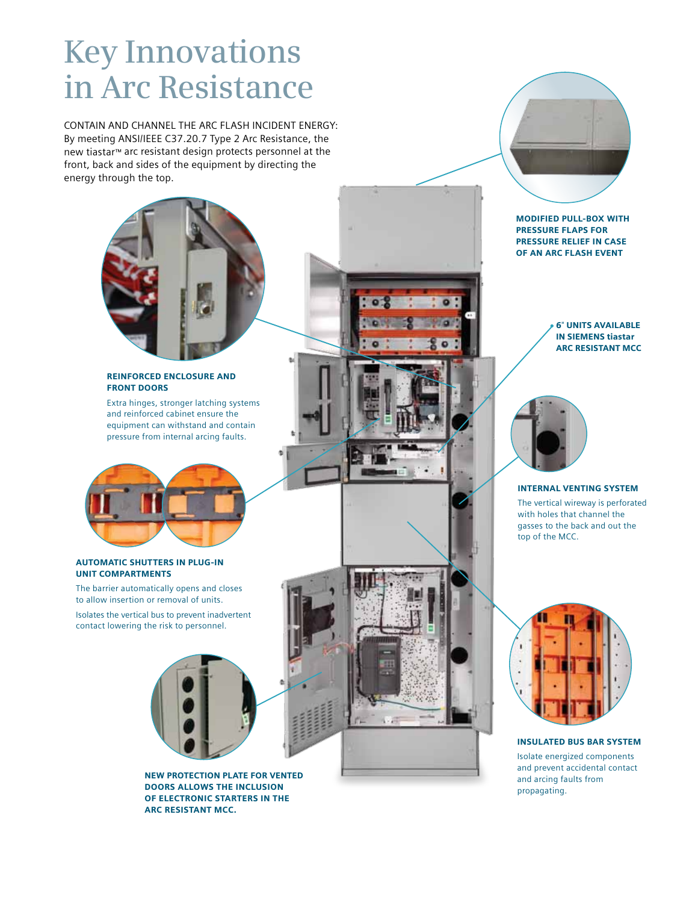# Key Innovations in Arc Resistance

CONTAIN AND CHANNEL THE ARC FLASH INCIDENT ENERGY: By meeting ANSI/IEEE C37.20.7 Type 2 Arc Resistance, the new tiastar™ arc resistant design protects personnel at the front, back and sides of the equipment by directing the energy through the top.

**MODIFIED PULL-BOX WITH PRESSURE FLAPS FOR PRESSURE RELIEF IN CASE OF AN ARC FLASH EVENT**

**REINFORCED ENCLOSURE AND FRONT DOORS**

Extra hinges, stronger latching systems and reinforced cabinet ensure the equipment can withstand and contain pressure from internal arcing faults.

**6" UNITS AVAILABLE IN SIEMENS tiastar ARC RESISTANT MCC**

**INTERNAL VENTING SYSTEM**

The vertical wireway is perforated with holes that channel the gasses to the back and out the top of the MCC.

**AUTOMATIC SHUTTERS IN PLUG-IN UNIT COMPARTMENTS**

The barrier automatically opens and closes to allow insertion or removal of units.

Isolates the vertical bus to prevent inadvertent contact lowering the risk to personnel.

**INSULATED BUS BAR SYSTEM**

Isolate energized components and prevent accidental contact and arcing faults from propagating.

**NEW PROTECTION PLATE FOR VENTED DOORS ALLOWS THE INCLUSION OF ELECTRONIC STARTERS IN THE ARC RESISTANT MCC.**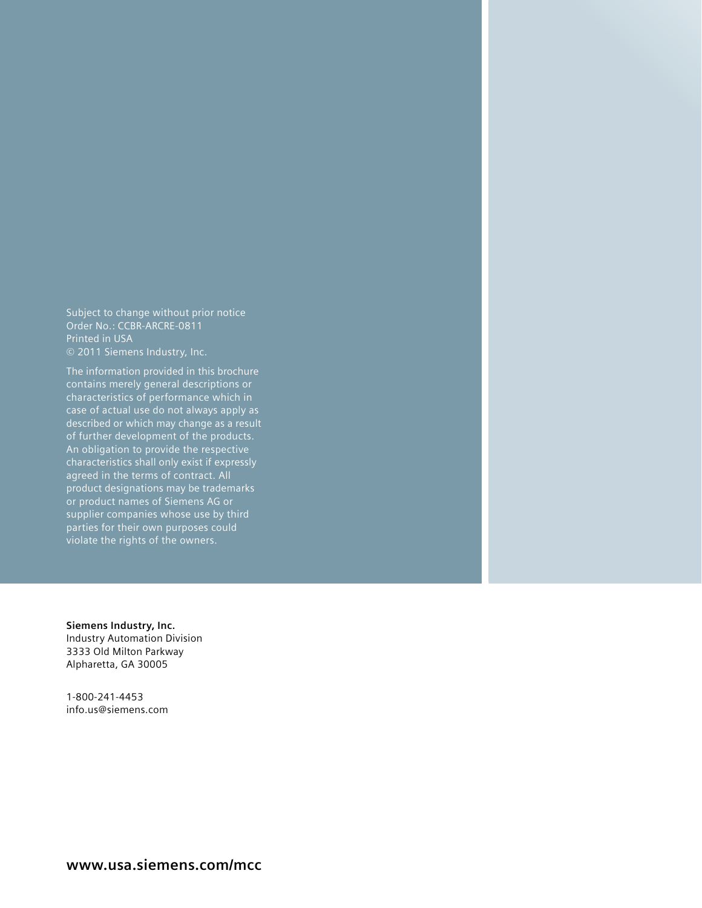Subject to change without prior notice
Order No.: CCBR-ARCRE-0811
Printed in USA
© 2011 Siemens Industry, Inc.

The information provided in this brochure contains merely general descriptions or characteristics of performance which in case of actual use do not always apply as described or which may change as a result of further development of the products. An obligation to provide the respective characteristics shall only exist if expressly agreed in the terms of contract. All product designations may be trademarks or product names of Siemens AG or supplier companies whose use by third parties for their own purposes could violate the rights of the owners.

**Siemens Industry, Inc.**
Industry Automation Division
3333 Old Milton Parkway
Alpharetta, GA 30005

1-800-241-4453
info.us@siemens.com

**www.usa.siemens.com/mcc**